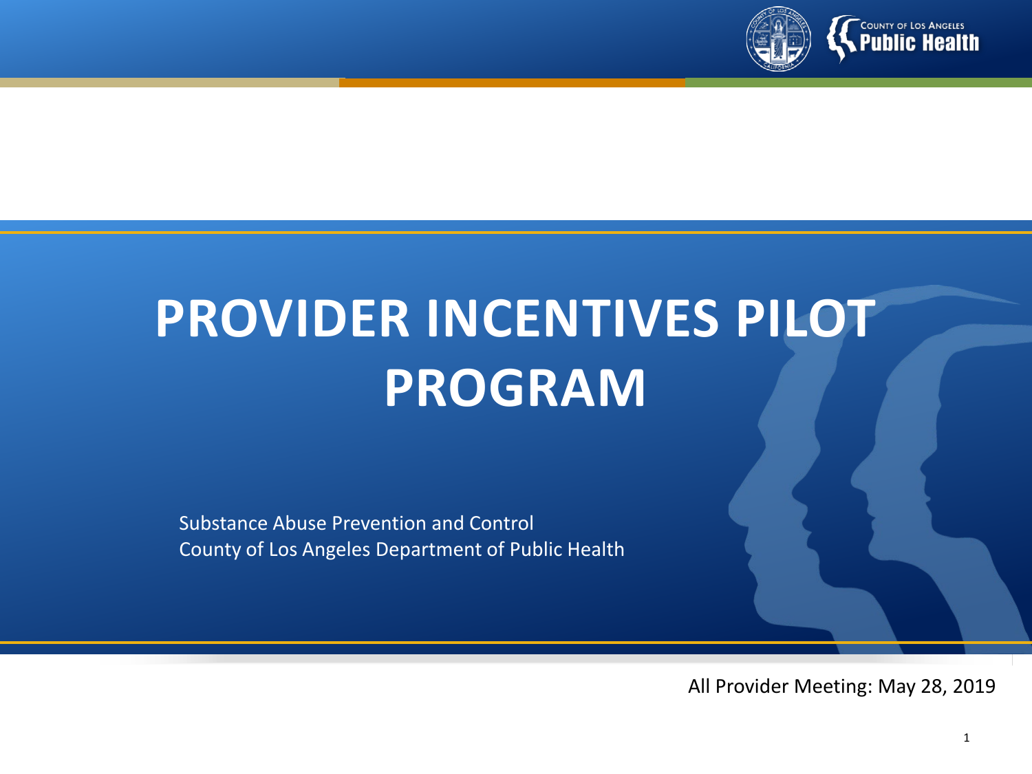# PROVIDER INCENTIVES PILOT PROGRAM

Substance Abuse Prevention and Control
County of Los Angeles Department of Public Health

All Provider Meeting: May 28, 2019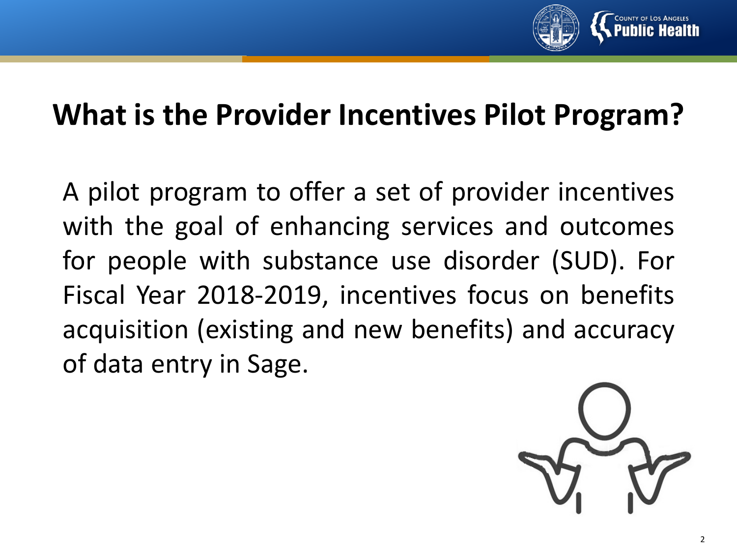# What is the Provider Incentives Pilot Program?

A pilot program to offer a set of provider incentives with the goal of enhancing services and outcomes for people with substance use disorder (SUD). For Fiscal Year 2018-2019, incentives focus on benefits acquisition (existing and new benefits) and accuracy of data entry in Sage.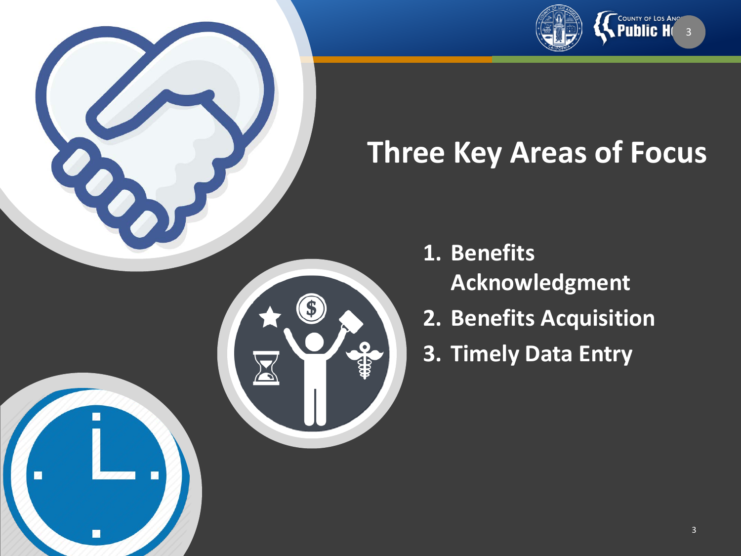# Three Key Areas of Focus

1. **Benefits Acknowledgment**
2. **Benefits Acquisition**
3. **Timely Data Entry**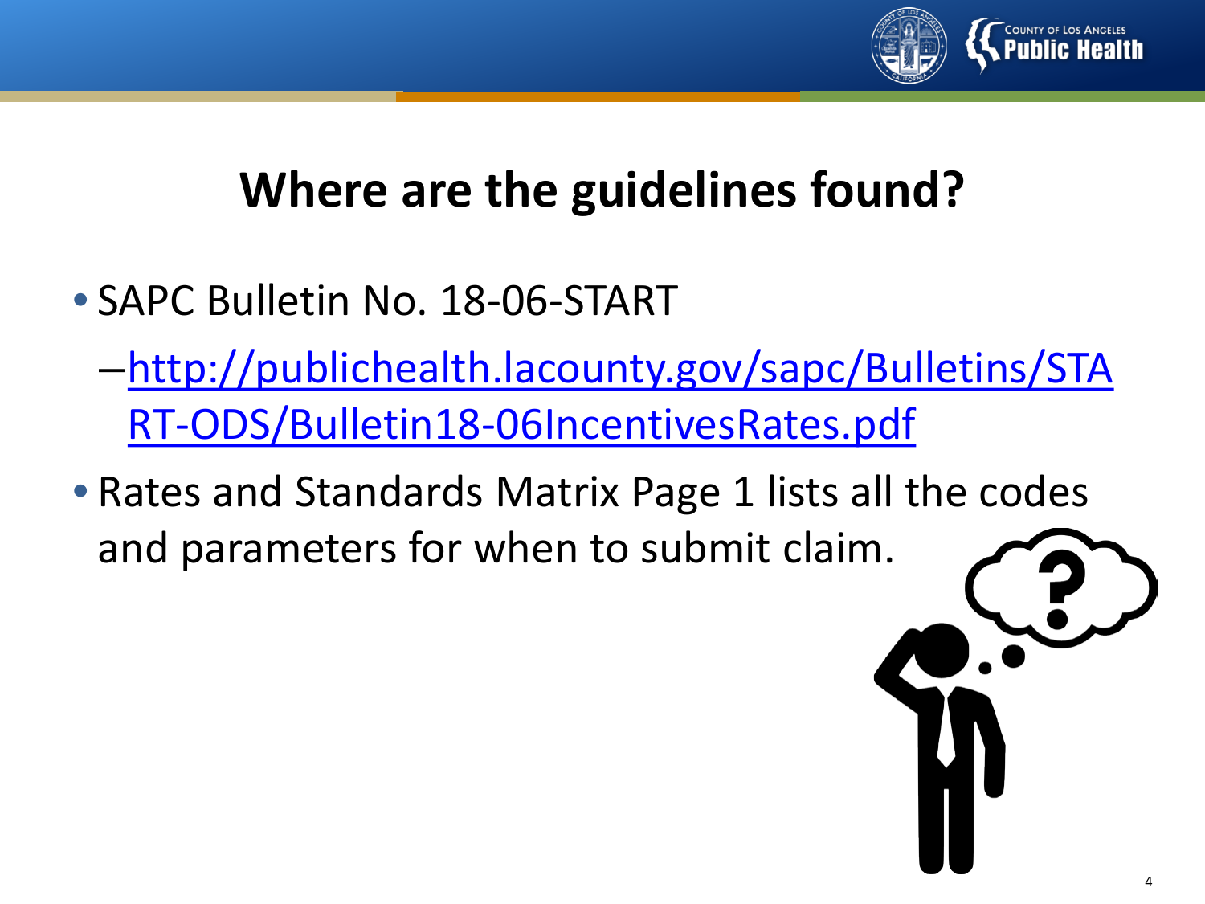# Where are the guidelines found?

- SAPC Bulletin No. 18-06-START
  - http://publichealth.lacounty.gov/sapc/Bulletins/START-ODS/Bulletin18-06IncentivesRates.pdf
- Rates and Standards Matrix Page 1 lists all the codes and parameters for when to submit claim.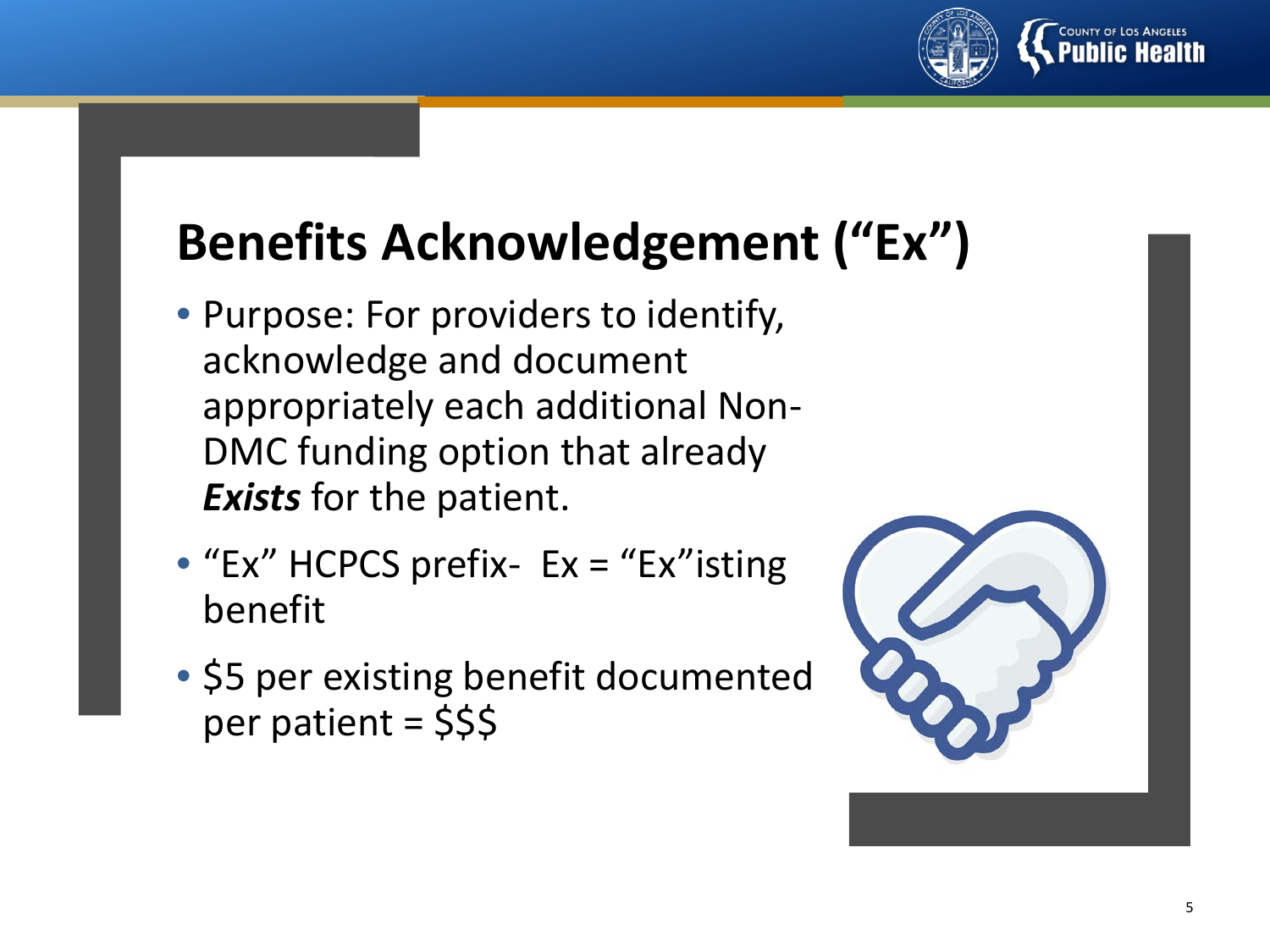# Benefits Acknowledgement ("Ex")

- Purpose: For providers to identify, acknowledge and document appropriately each additional Non-DMC funding option that already ***Exists*** for the patient.
- "Ex" HCPCS prefix- Ex = "Ex"isting benefit
- $5 per existing benefit documented per patient = $$$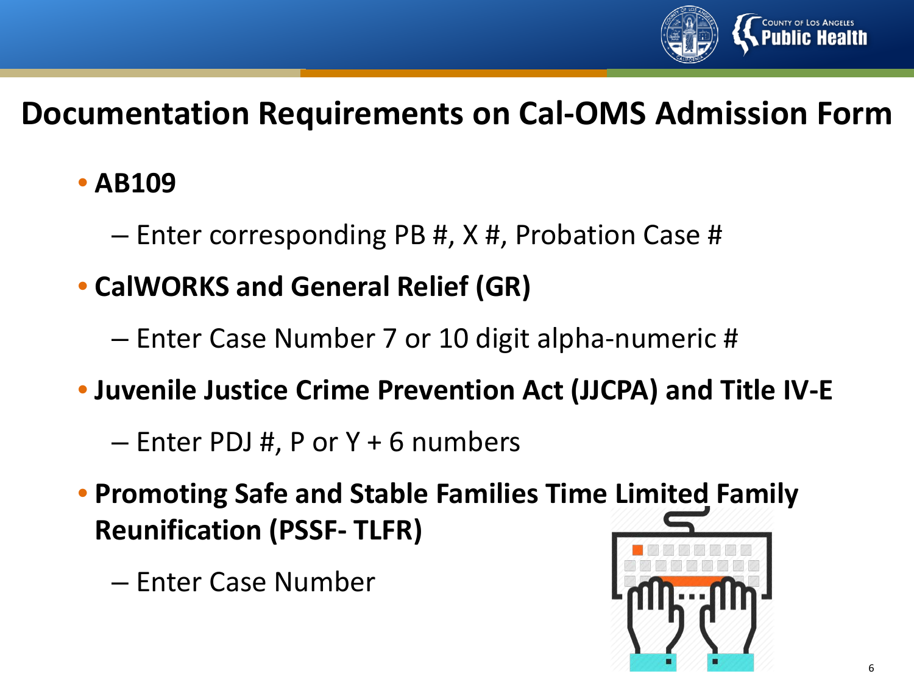# Documentation Requirements on Cal-OMS Admission Form

- **AB109**
  - Enter corresponding PB #, X #, Probation Case #
- **CalWORKS and General Relief (GR)**
  - Enter Case Number 7 or 10 digit alpha-numeric #
- **Juvenile Justice Crime Prevention Act (JJCPA) and Title IV-E**
  - Enter PDJ #, P or Y + 6 numbers
- **Promoting Safe and Stable Families Time Limited Family Reunification (PSSF- TLFR)**
  - Enter Case Number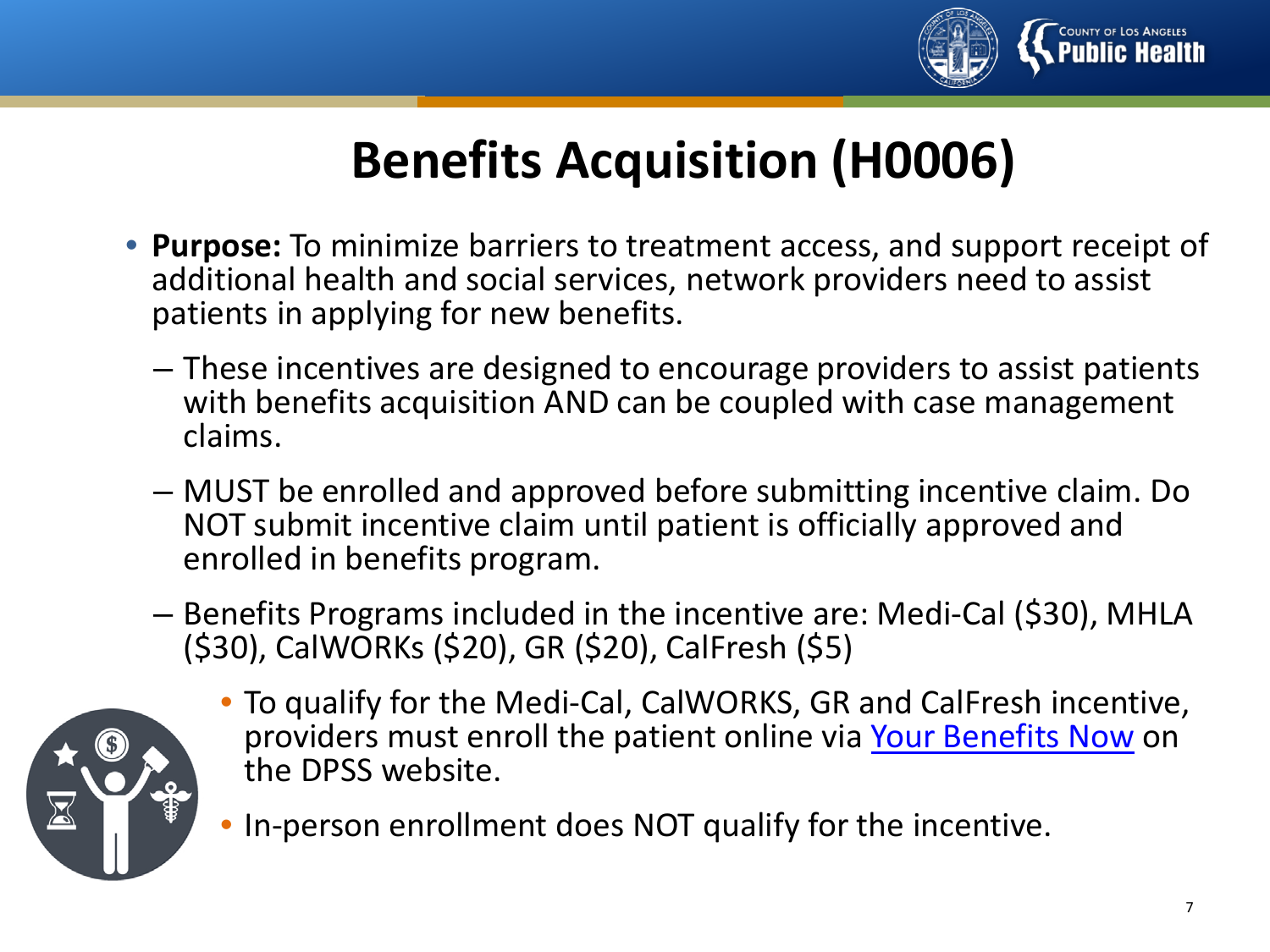# Benefits Acquisition (H0006)

- **Purpose:** To minimize barriers to treatment access, and support receipt of additional health and social services, network providers need to assist patients in applying for new benefits.
  - These incentives are designed to encourage providers to assist patients with benefits acquisition AND can be coupled with case management claims.
  - MUST be enrolled and approved before submitting incentive claim. Do NOT submit incentive claim until patient is officially approved and enrolled in benefits program.
  - Benefits Programs included in the incentive are: Medi-Cal ($30), MHLA ($30), CalWORKs ($20), GR ($20), CalFresh ($5)
    - To qualify for the Medi-Cal, CalWORKS, GR and CalFresh incentive, providers must enroll the patient online via Your Benefits Now on the DPSS website.
    - In-person enrollment does NOT qualify for the incentive.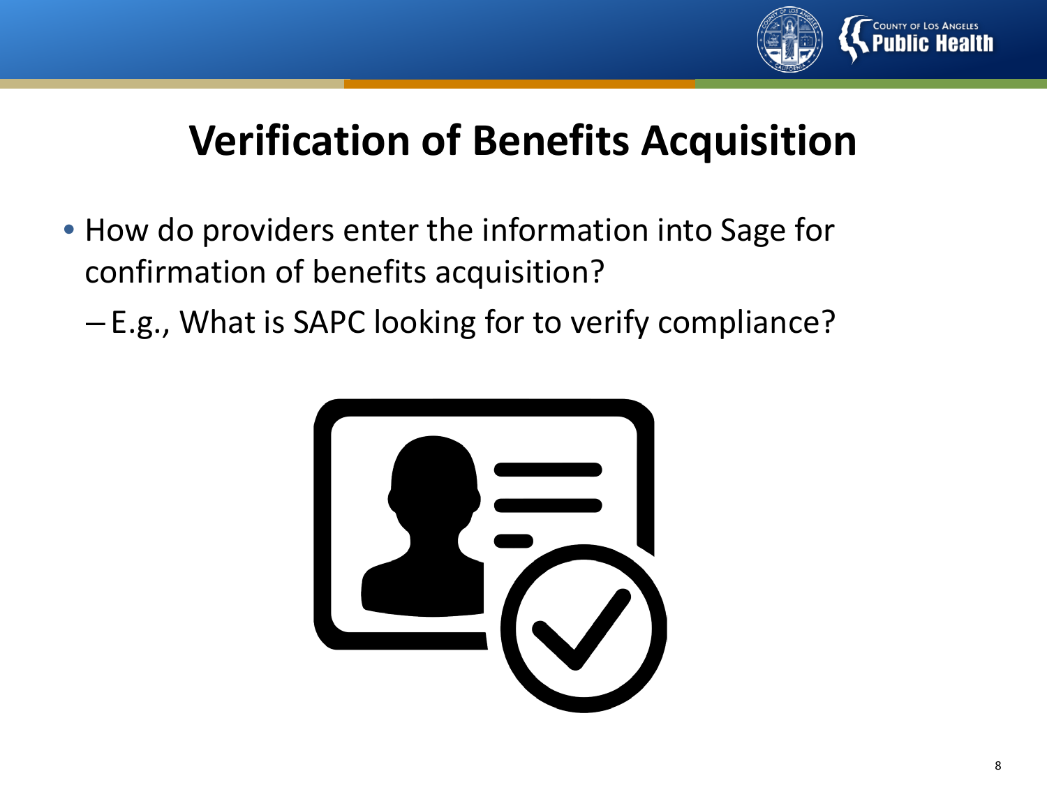# Verification of Benefits Acquisition

- How do providers enter the information into Sage for confirmation of benefits acquisition?
  - E.g., What is SAPC looking for to verify compliance?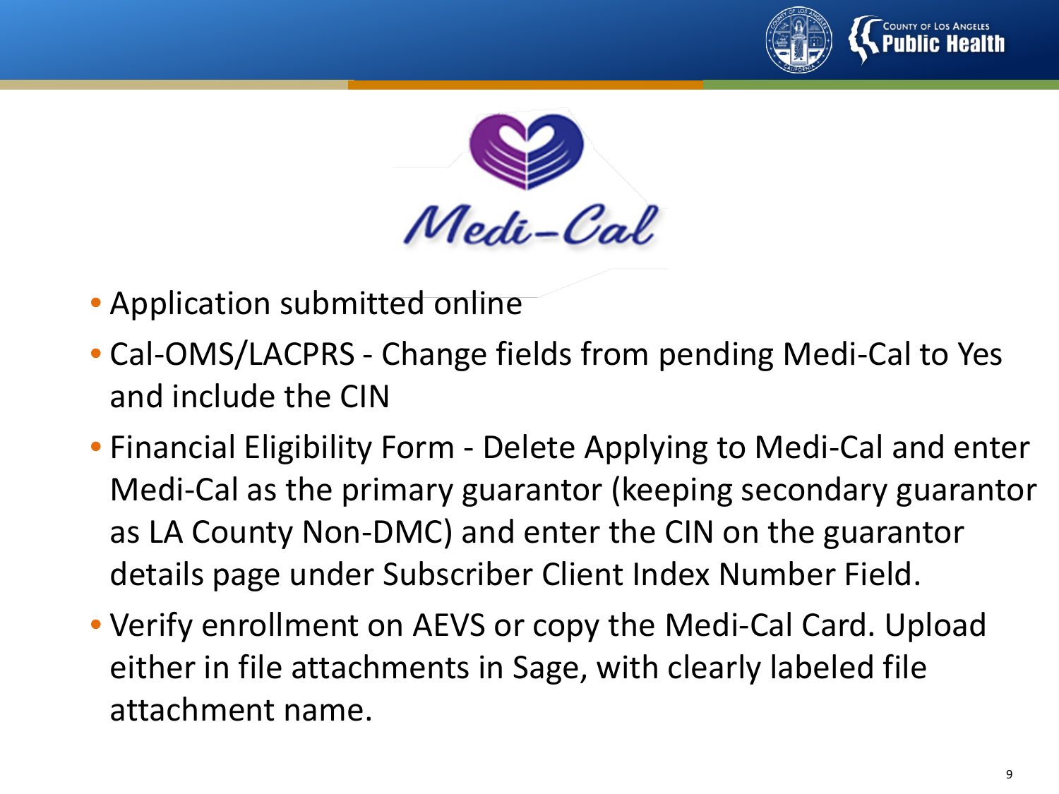Medi-Cal

- Application submitted online
- Cal-OMS/LACPRS - Change fields from pending Medi-Cal to Yes and include the CIN
- Financial Eligibility Form - Delete Applying to Medi-Cal and enter Medi-Cal as the primary guarantor (keeping secondary guarantor as LA County Non-DMC) and enter the CIN on the guarantor details page under Subscriber Client Index Number Field.
- Verify enrollment on AEVS or copy the Medi-Cal Card. Upload either in file attachments in Sage, with clearly labeled file attachment name.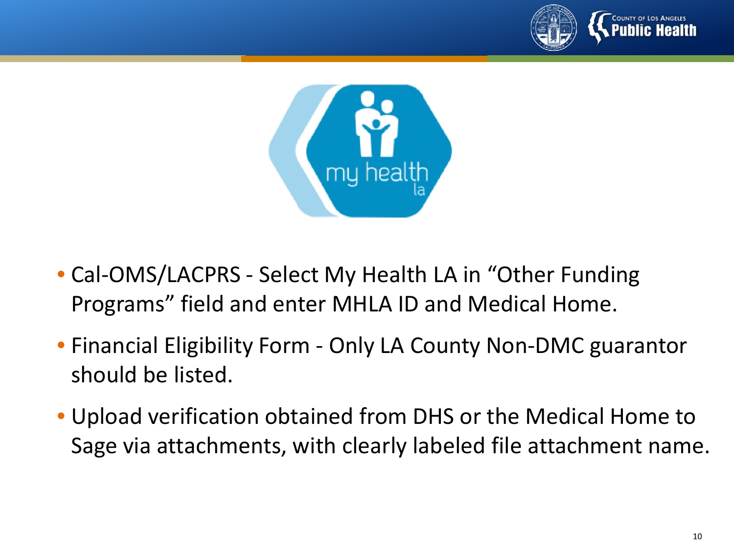- Cal-OMS/LACPRS - Select My Health LA in “Other Funding Programs” field and enter MHLA ID and Medical Home.
- Financial Eligibility Form - Only LA County Non-DMC guarantor should be listed.
- Upload verification obtained from DHS or the Medical Home to Sage via attachments, with clearly labeled file attachment name.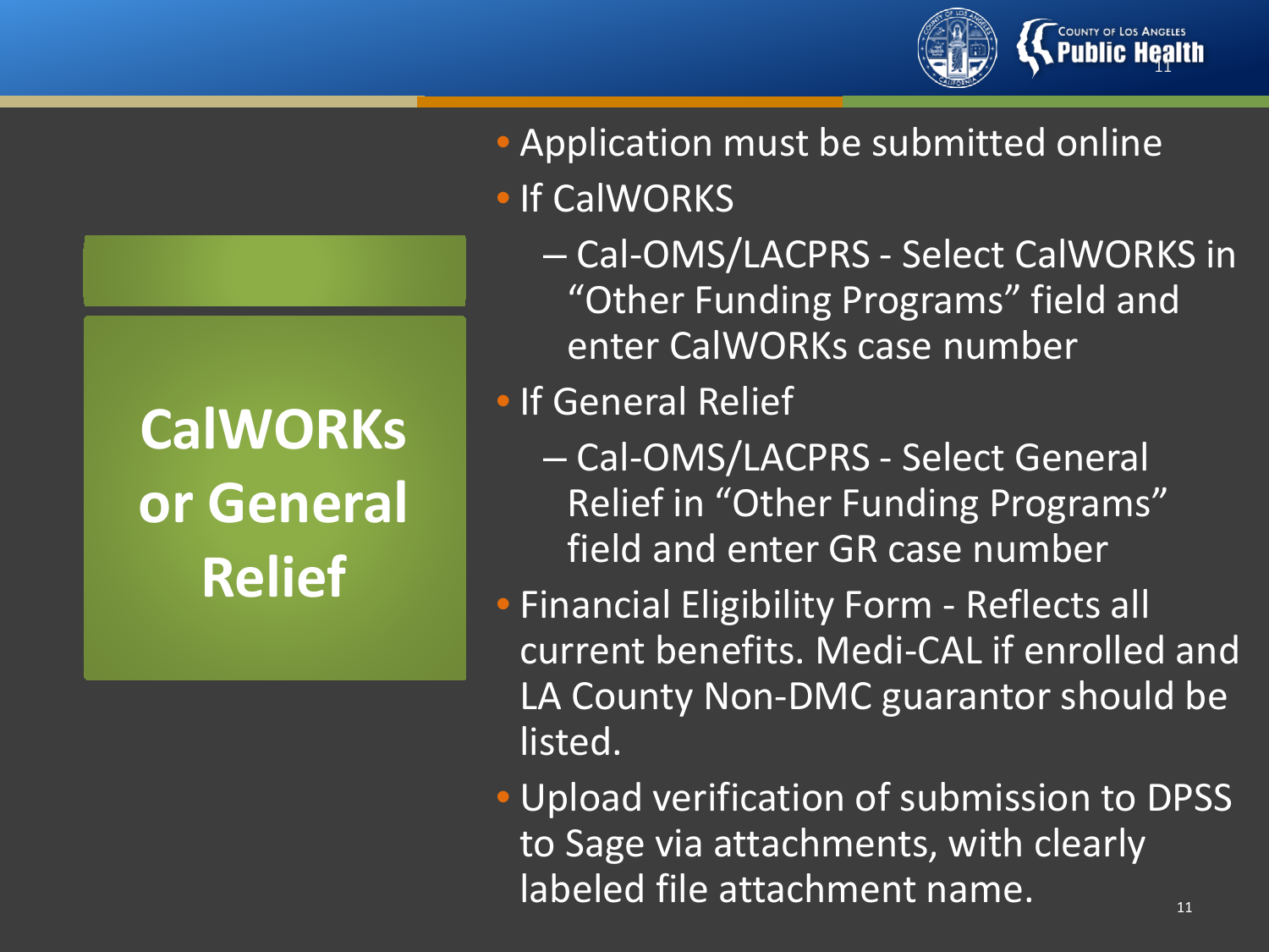# CalWORKs or General Relief

- Application must be submitted online
- If CalWORKS
  - Cal-OMS/LACPRS - Select CalWORKS in "Other Funding Programs" field and enter CalWORKs case number
- If General Relief
  - Cal-OMS/LACPRS - Select General Relief in "Other Funding Programs" field and enter GR case number
- Financial Eligibility Form - Reflects all current benefits. Medi-CAL if enrolled and LA County Non-DMC guarantor should be listed.
- Upload verification of submission to DPSS to Sage via attachments, with clearly labeled file attachment name.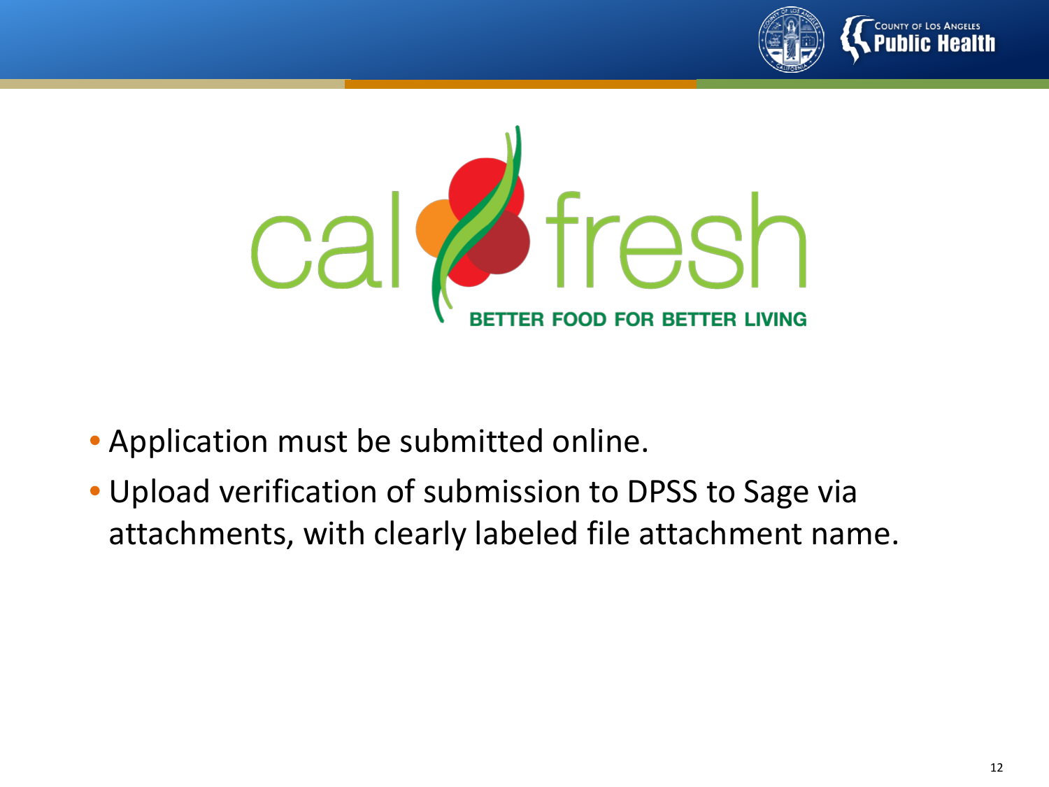calfresh

BETTER FOOD FOR BETTER LIVING

- Application must be submitted online.
- Upload verification of submission to DPSS to Sage via attachments, with clearly labeled file attachment name.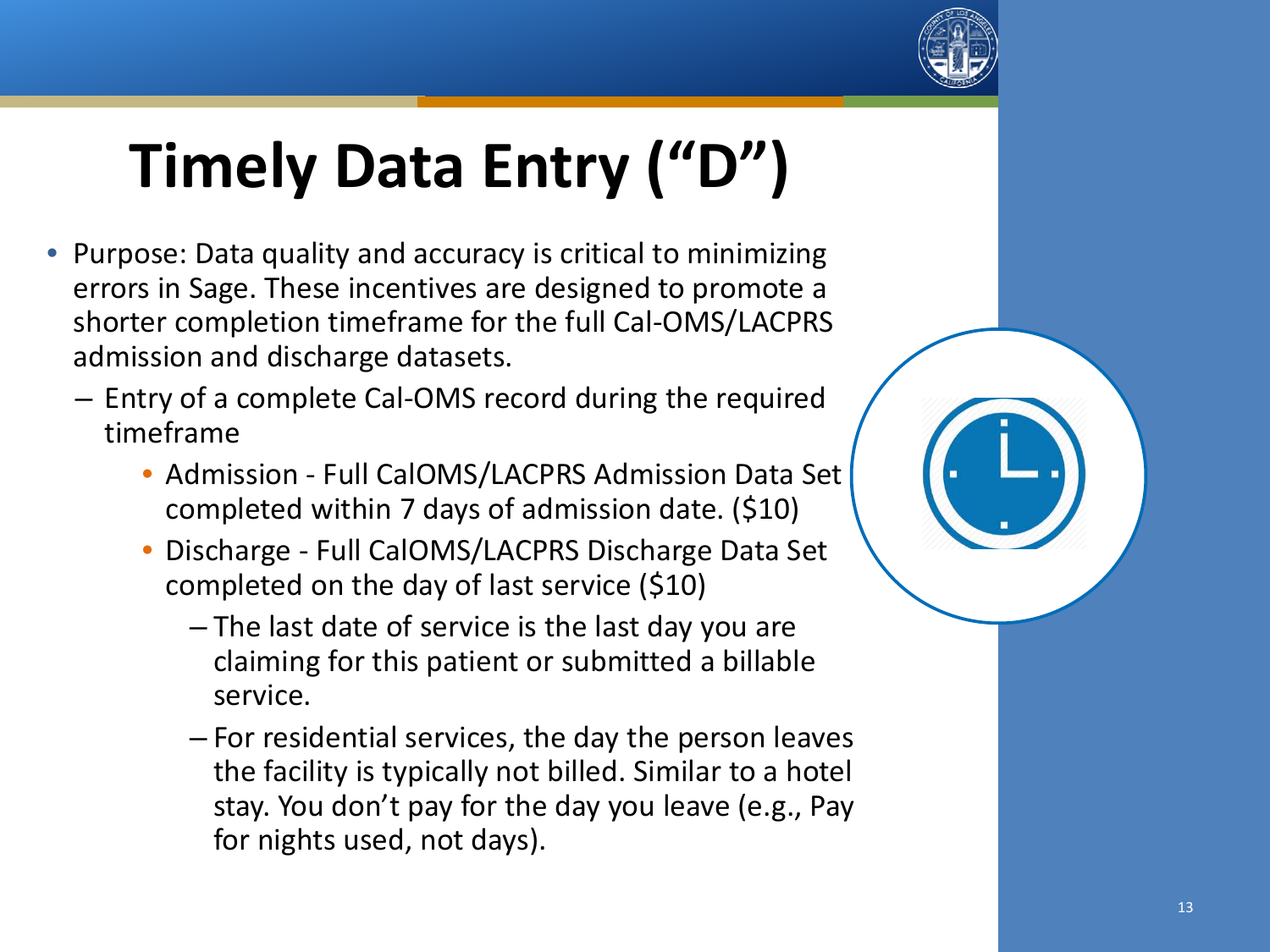# Timely Data Entry (“D”)

- Purpose: Data quality and accuracy is critical to minimizing errors in Sage. These incentives are designed to promote a shorter completion timeframe for the full Cal-OMS/LACPRS admission and discharge datasets.
  - Entry of a complete Cal-OMS record during the required timeframe
    - Admission - Full CalOMS/LACPRS Admission Data Set completed within 7 days of admission date. ($10)
    - Discharge - Full CalOMS/LACPRS Discharge Data Set completed on the day of last service ($10)
      - The last date of service is the last day you are claiming for this patient or submitted a billable service.
      - For residential services, the day the person leaves the facility is typically not billed. Similar to a hotel stay. You don’t pay for the day you leave (e.g., Pay for nights used, not days).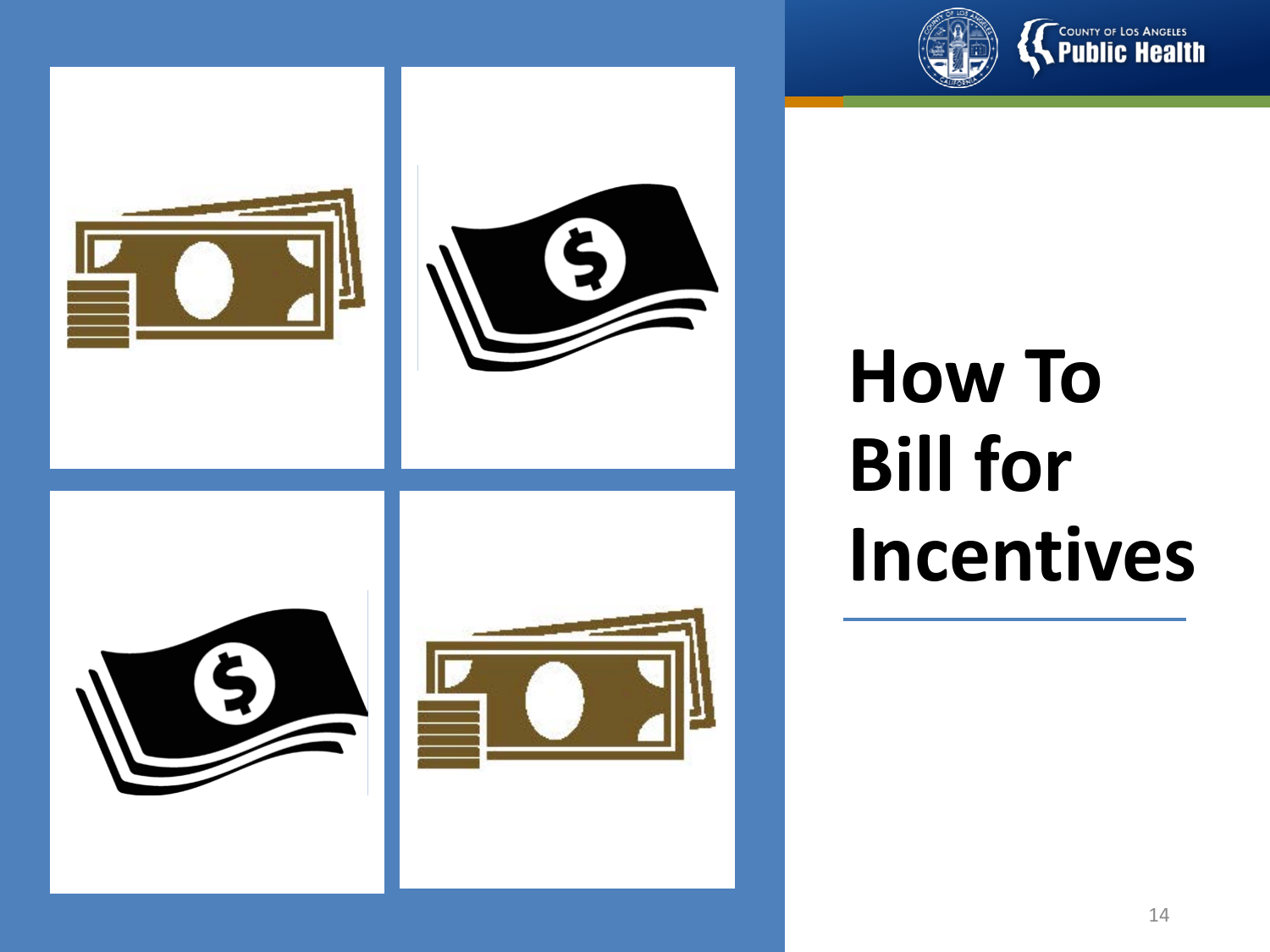# How To Bill for Incentives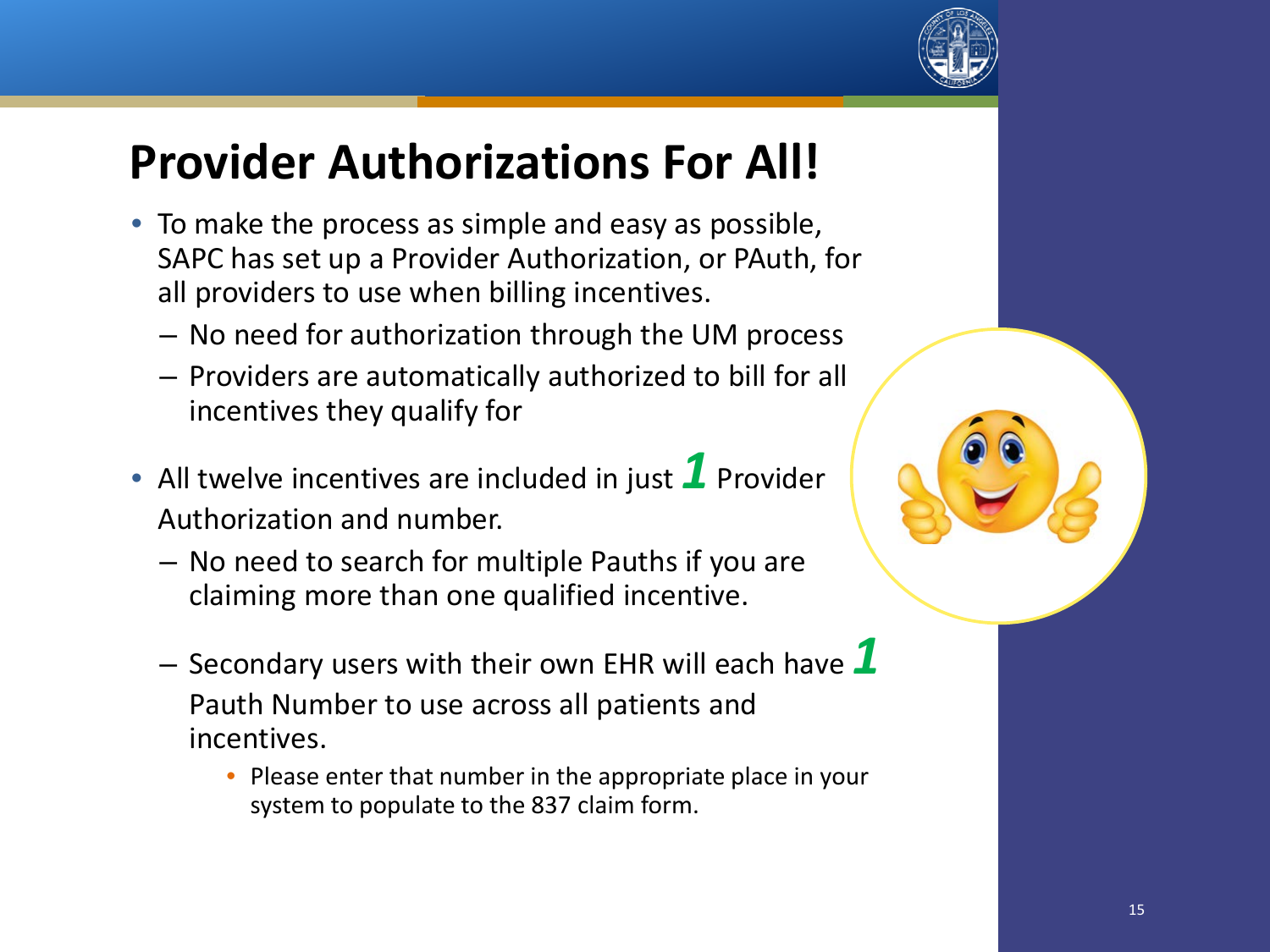# Provider Authorizations For All!

- To make the process as simple and easy as possible, SAPC has set up a Provider Authorization, or PAuth, for all providers to use when billing incentives.
  - No need for authorization through the UM process
  - Providers are automatically authorized to bill for all incentives they qualify for
- All twelve incentives are included in just ***1*** Provider Authorization and number.
  - No need to search for multiple Pauths if you are claiming more than one qualified incentive.
  - Secondary users with their own EHR will each have ***1*** Pauth Number to use across all patients and incentives.
    - Please enter that number in the appropriate place in your system to populate to the 837 claim form.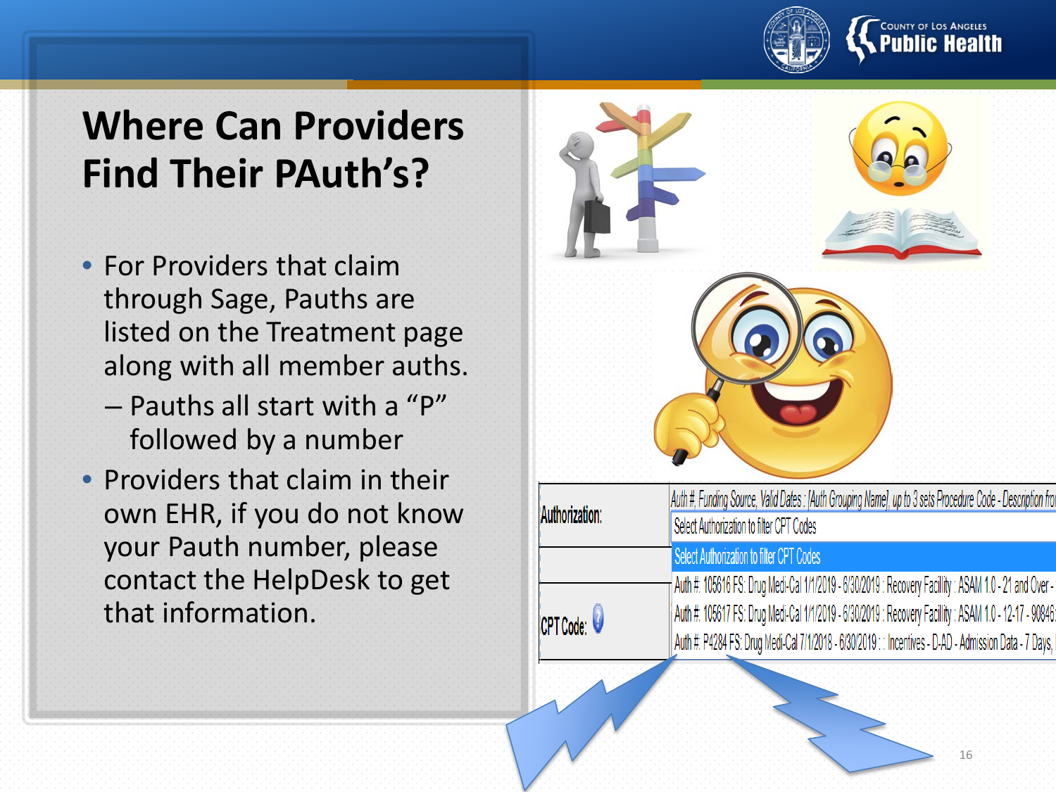# Where Can Providers Find Their PAuth's?

- For Providers that claim through Sage, Pauths are listed on the Treatment page along with all member auths.
  - Pauths all start with a "P" followed by a number
- Providers that claim in their own EHR, if you do not know your Pauth number, please contact the HelpDesk to get that information.

| | |
|---|---|
| Authorization: | *Auth #, Funding Source, Valid Dates : [Auth Grouping Name], up to 3 sets Procedure Code - Description fro* |
| | Select Authorization to filter CPT Codes |
| | Select Authorization to filter CPT Codes |
| CPT Code: | Auth #: 105616 FS: Drug Medi-Cal 1/1/2019 - 6/30/2019 : Recovery Facility : ASAM 1.0 - 21 and Over - |
| | Auth #: 105617 FS: Drug Medi-Cal 1/1/2019 - 6/30/2019 : Recovery Facility : ASAM 1.0 - 12-17 - 90846 |
| | Auth #: P4284 FS: Drug Medi-Cal 7/1/2018 - 6/30/2019 : : Incentives - D-AD - Admission Data - 7 Days, |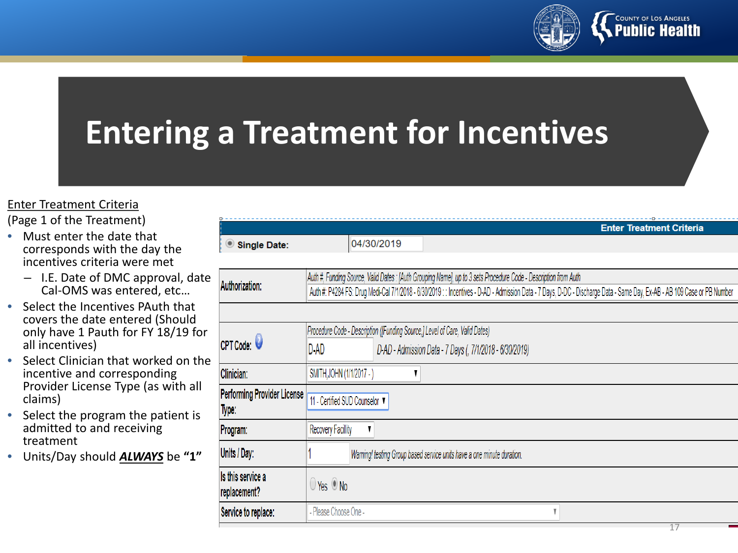# Entering a Treatment for Incentives

Enter Treatment Criteria

(Page 1 of the Treatment)

- Must enter the date that corresponds with the day the incentives criteria were met
  - I.E. Date of DMC approval, date Cal-OMS was entered, etc…
- Select the Incentives PAuth that covers the date entered (Should only have 1 Pauth for FY 18/19 for all incentives)
- Select Clinician that worked on the incentive and corresponding Provider License Type (as with all claims)
- Select the program the patient is admitted to and receiving treatment
- Units/Day should ***ALWAYS*** be **"1"**

| Enter Treatment Criteria | |
|---|---|
| Single Date: | 04/30/2019 |
| Authorization: | *Auth #, Funding Source, Valid Dates : [Auth Grouping Name], up to 3 sets Procedure Code - Description from Auth* <br> Auth #: P4284 FS: Drug Medi-Cal 7/1/2018 - 6/30/2019 : : Incentives - D-AD - Admission Data - 7 Days, D-DC - Discharge Data - Same Day, Ex-AB - AB 109 Case or PB Number |
| CPT Code: | *Procedure Code - Description ([Funding Source,] Level of Care, Valid Dates)* <br> D-AD *D-AD - Admission Data - 7 Days (, 7/1/2018 - 6/30/2019)* |
| Clinician: | SMITH,JOHN (1/1/2017 - ) |
| Performing Provider License Type: | 11 - Certified SUD Counselor |
| Program: | Recovery Facility |
| Units / Day: | 1 *Warning! testing Group based service units have a one minute duration.* |
| Is this service a replacement? | Yes No |
| Service to replace: | - Please Choose One - |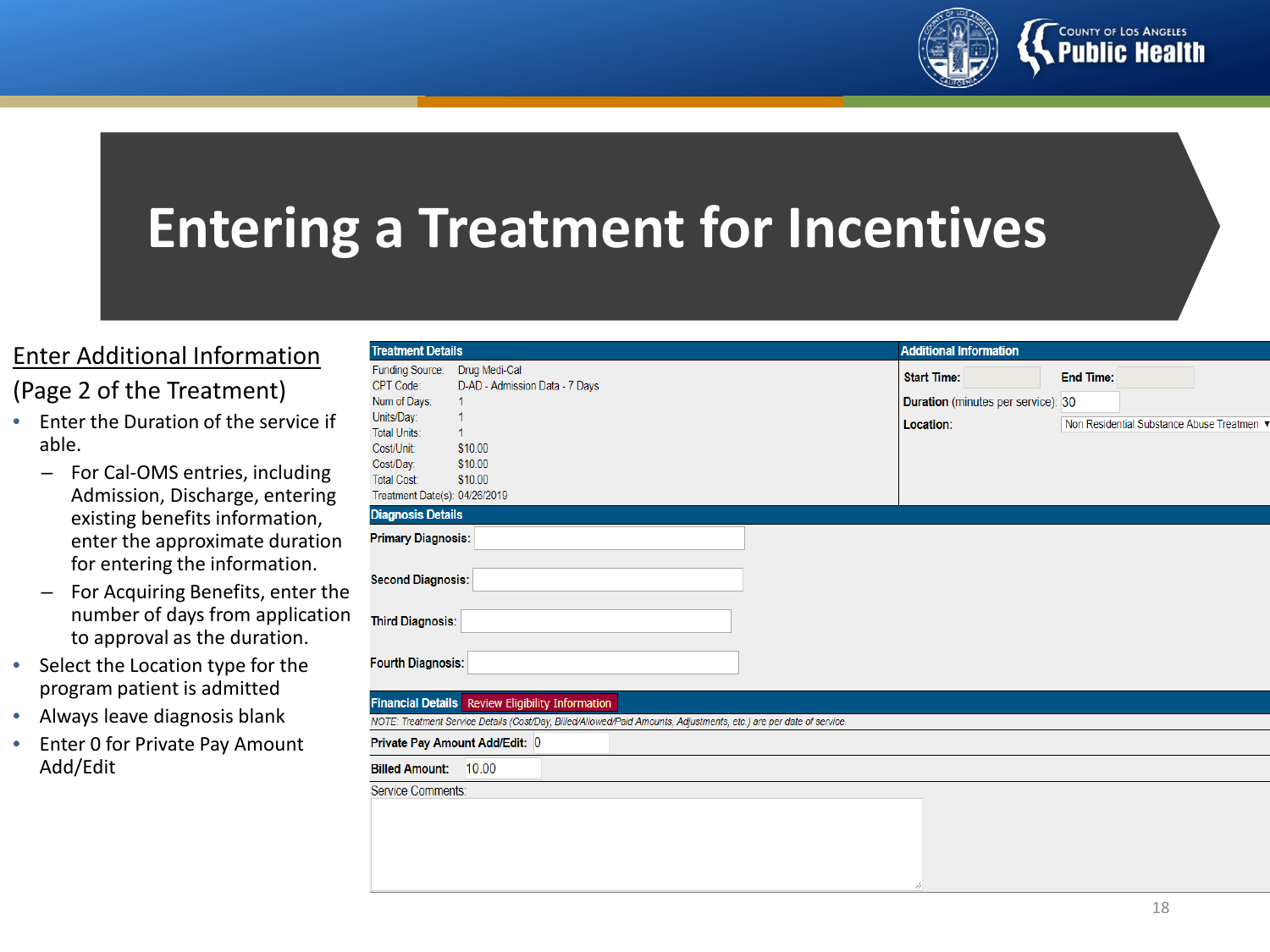# Entering a Treatment for Incentives

## Enter Additional Information

(Page 2 of the Treatment)

- Enter the Duration of the service if able.
  - For Cal-OMS entries, including Admission, Discharge, entering existing benefits information, enter the approximate duration for entering the information.
  - For Acquiring Benefits, enter the number of days from application to approval as the duration.
- Select the Location type for the program patient is admitted
- Always leave diagnosis blank
- Enter 0 for Private Pay Amount Add/Edit

**Treatment Details**

| | |
|---|---|
| Funding Source: | Drug Medi-Cal |
| CPT Code: | D-AD - Admission Data - 7 Days |
| Num of Days: | 1 |
| Units/Day: | 1 |
| Total Units: | 1 |
| Cost/Unit: | $10.00 |
| Cost/Day: | $10.00 |
| Total Cost: | $10.00 |
| Treatment Date(s): | 04/26/2019 |

**Additional Information**

- **Start Time:**
- **End Time:**
- **Duration** (minutes per service): 30
- **Location:** Non Residential Substance Abuse Treatmen

**Diagnosis Details**

- **Primary Diagnosis:**
- **Second Diagnosis:**
- **Third Diagnosis:**
- **Fourth Diagnosis:**

**Financial Details** Review Eligibility Information

*NOTE: Treatment Service Details (Cost/Day, Billed/Allowed/Paid Amounts, Adjustments, etc.) are per date of service.*

- **Private Pay Amount Add/Edit:** 0
- **Billed Amount:** 10.00

Service Comments: